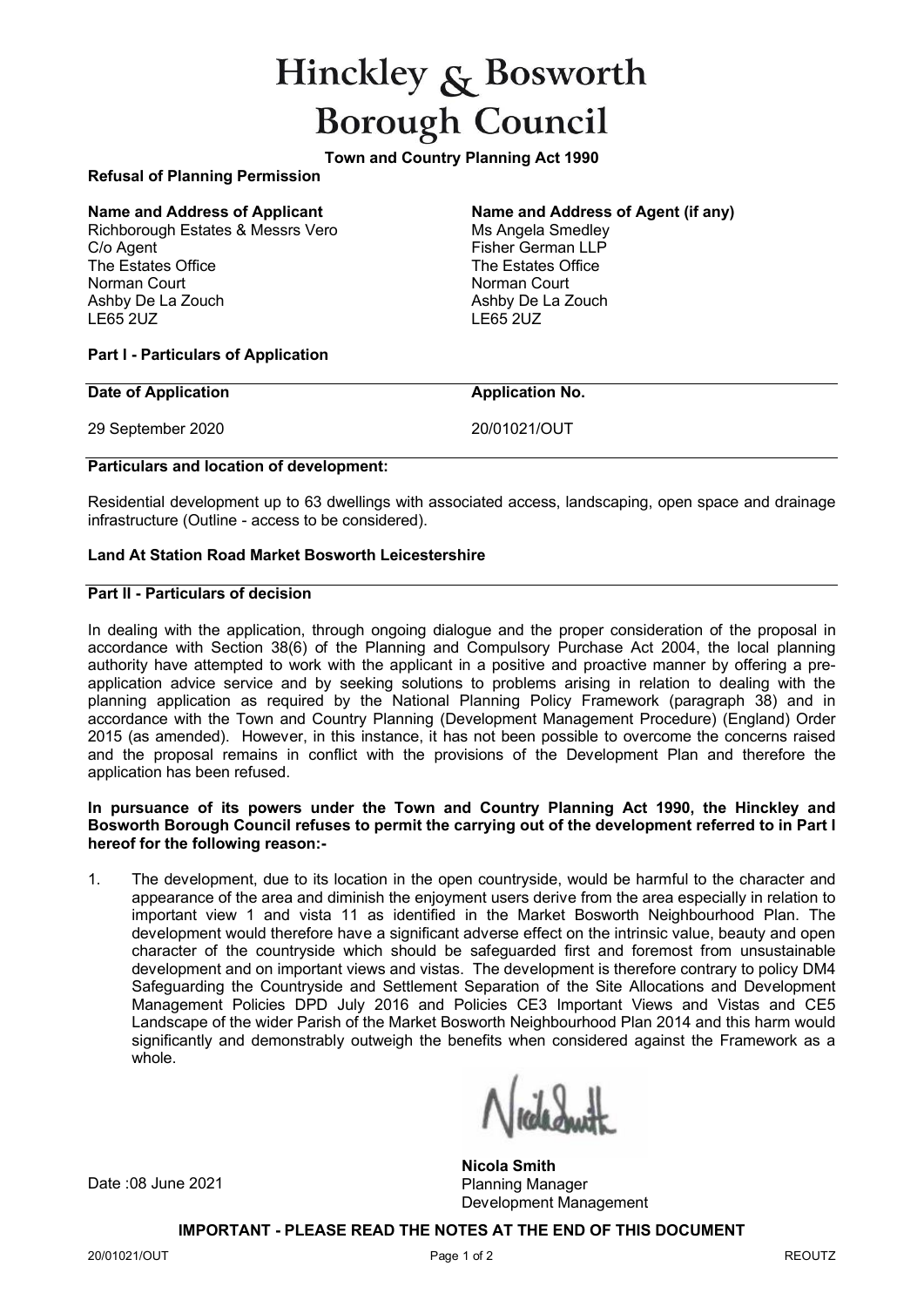# Hinckley & Bosworth Borough Council

**Town and Country Planning Act 1990**

**Refusal of Planning Permission**

| **Name and Address of Applicant** | **Name and Address of Agent (if any)** |
| --- | --- |
| Richborough Estates & Messrs Vero | Ms Angela Smedley |
| C/o Agent | Fisher German LLP |
| The Estates Office | The Estates Office |
| Norman Court | Norman Court |
| Ashby De La Zouch | Ashby De La Zouch |
| LE65 2UZ | LE65 2UZ |

**Part I - Particulars of Application**

| **Date of Application** | **Application No.** |
| --- | --- |
| 29 September 2020 | 20/01021/OUT |

**Particulars and location of development:**

Residential development up to 63 dwellings with associated access, landscaping, open space and drainage infrastructure (Outline - access to be considered).

**Land At Station Road Market Bosworth Leicestershire**

**Part II - Particulars of decision**

In dealing with the application, through ongoing dialogue and the proper consideration of the proposal in accordance with Section 38(6) of the Planning and Compulsory Purchase Act 2004, the local planning authority have attempted to work with the applicant in a positive and proactive manner by offering a pre-application advice service and by seeking solutions to problems arising in relation to dealing with the planning application as required by the National Planning Policy Framework (paragraph 38) and in accordance with the Town and Country Planning (Development Management Procedure) (England) Order 2015 (as amended). However, in this instance, it has not been possible to overcome the concerns raised and the proposal remains in conflict with the provisions of the Development Plan and therefore the application has been refused.

**In pursuance of its powers under the Town and Country Planning Act 1990, the Hinckley and Bosworth Borough Council refuses to permit the carrying out of the development referred to in Part I hereof for the following reason:-**

1. The development, due to its location in the open countryside, would be harmful to the character and appearance of the area and diminish the enjoyment users derive from the area especially in relation to important view 1 and vista 11 as identified in the Market Bosworth Neighbourhood Plan. The development would therefore have a significant adverse effect on the intrinsic value, beauty and open character of the countryside which should be safeguarded first and foremost from unsustainable development and on important views and vistas. The development is therefore contrary to policy DM4 Safeguarding the Countryside and Settlement Separation of the Site Allocations and Development Management Policies DPD July 2016 and Policies CE3 Important Views and Vistas and CE5 Landscape of the wider Parish of the Market Bosworth Neighbourhood Plan 2014 and this harm would significantly and demonstrably outweigh the benefits when considered against the Framework as a whole.

Date :08 June 2021

**Nicola Smith**
Planning Manager
Development Management

**IMPORTANT - PLEASE READ THE NOTES AT THE END OF THIS DOCUMENT**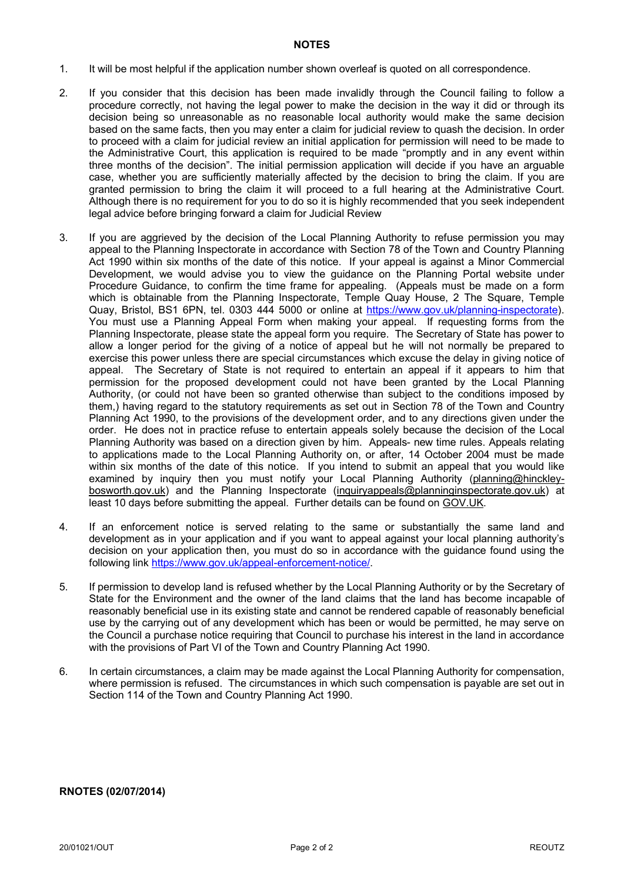# NOTES

1. It will be most helpful if the application number shown overleaf is quoted on all correspondence.

2. If you consider that this decision has been made invalidly through the Council failing to follow a procedure correctly, not having the legal power to make the decision in the way it did or through its decision being so unreasonable as no reasonable local authority would make the same decision based on the same facts, then you may enter a claim for judicial review to quash the decision. In order to proceed with a claim for judicial review an initial application for permission will need to be made to the Administrative Court, this application is required to be made "promptly and in any event within three months of the decision". The initial permission application will decide if you have an arguable case, whether you are sufficiently materially affected by the decision to bring the claim. If you are granted permission to bring the claim it will proceed to a full hearing at the Administrative Court. Although there is no requirement for you to do so it is highly recommended that you seek independent legal advice before bringing forward a claim for Judicial Review

3. If you are aggrieved by the decision of the Local Planning Authority to refuse permission you may appeal to the Planning Inspectorate in accordance with Section 78 of the Town and Country Planning Act 1990 within six months of the date of this notice. If your appeal is against a Minor Commercial Development, we would advise you to view the guidance on the Planning Portal website under Procedure Guidance, to confirm the time frame for appealing. (Appeals must be made on a form which is obtainable from the Planning Inspectorate, Temple Quay House, 2 The Square, Temple Quay, Bristol, BS1 6PN, tel. 0303 444 5000 or online at https://www.gov.uk/planning-inspectorate). You must use a Planning Appeal Form when making your appeal. If requesting forms from the Planning Inspectorate, please state the appeal form you require. The Secretary of State has power to allow a longer period for the giving of a notice of appeal but he will not normally be prepared to exercise this power unless there are special circumstances which excuse the delay in giving notice of appeal. The Secretary of State is not required to entertain an appeal if it appears to him that permission for the proposed development could not have been granted by the Local Planning Authority, (or could not have been so granted otherwise than subject to the conditions imposed by them,) having regard to the statutory requirements as set out in Section 78 of the Town and Country Planning Act 1990, to the provisions of the development order, and to any directions given under the order. He does not in practice refuse to entertain appeals solely because the decision of the Local Planning Authority was based on a direction given by him. Appeals- new time rules. Appeals relating to applications made to the Local Planning Authority on, or after, 14 October 2004 must be made within six months of the date of this notice. If you intend to submit an appeal that you would like examined by inquiry then you must notify your Local Planning Authority (planning@hinckley-bosworth.gov.uk) and the Planning Inspectorate (inquiryappeals@planninginspectorate.gov.uk) at least 10 days before submitting the appeal. Further details can be found on GOV.UK.

4. If an enforcement notice is served relating to the same or substantially the same land and development as in your application and if you want to appeal against your local planning authority's decision on your application then, you must do so in accordance with the guidance found using the following link https://www.gov.uk/appeal-enforcement-notice/.

5. If permission to develop land is refused whether by the Local Planning Authority or by the Secretary of State for the Environment and the owner of the land claims that the land has become incapable of reasonably beneficial use in its existing state and cannot be rendered capable of reasonably beneficial use by the carrying out of any development which has been or would be permitted, he may serve on the Council a purchase notice requiring that Council to purchase his interest in the land in accordance with the provisions of Part VI of the Town and Country Planning Act 1990.

6. In certain circumstances, a claim may be made against the Local Planning Authority for compensation, where permission is refused. The circumstances in which such compensation is payable are set out in Section 114 of the Town and Country Planning Act 1990.

**RNOTES (02/07/2014)**

20/01021/OUT REOUTZ